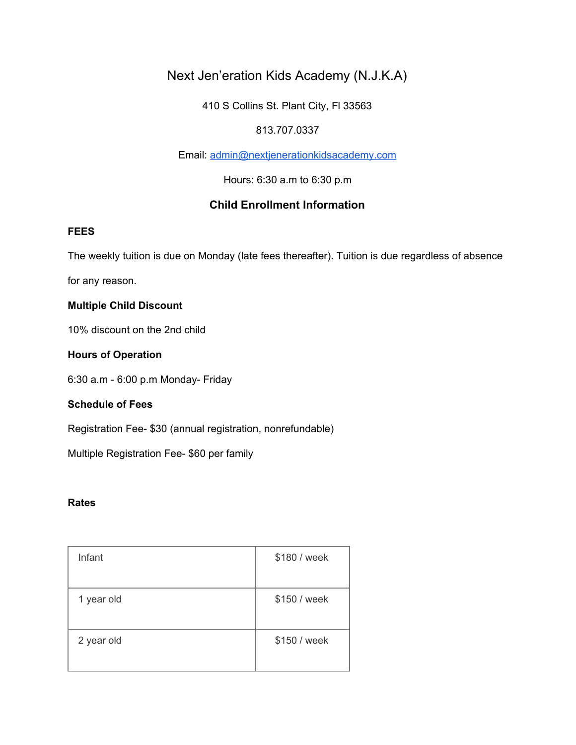# Next Jen'eration Kids Academy (N.J.K.A)

410 S Collins St. Plant City, Fl 33563

813.707.0337

Email: admin@nextjenerationkidsacademy.com

Hours: 6:30 a.m to 6:30 p.m

## Child Enrollment Information

**FEES**

The weekly tuition is due on Monday (late fees thereafter). Tuition is due regardless of absence for any reason.

**Multiple Child Discount**

10% discount on the 2nd child

**Hours of Operation**

6:30 a.m - 6:00 p.m Monday- Friday

**Schedule of Fees**

Registration Fee- $30 (annual registration, nonrefundable)

Multiple Registration Fee- $60 per family

**Rates**

| | |
|---|---|
| Infant | $180 / week |
| 1 year old | $150 / week |
| 2 year old | $150 / week |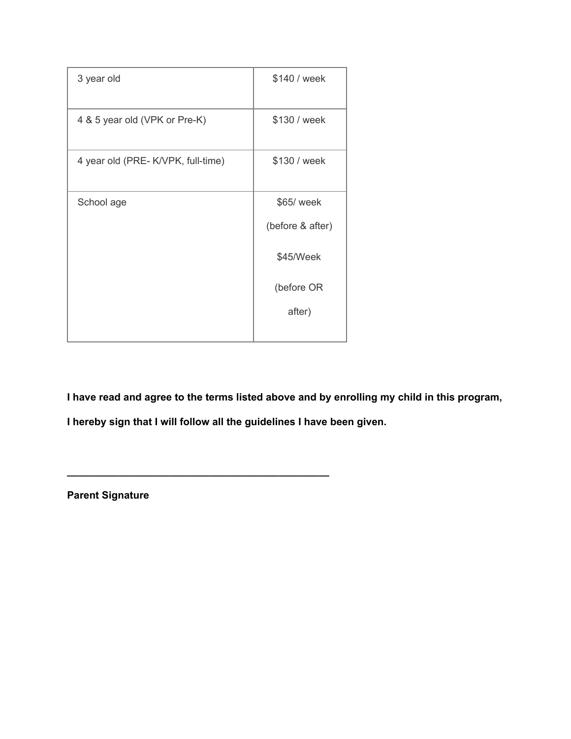| | |
|---|---|
| 3 year old | $140 / week |
| 4 & 5 year old (VPK or Pre-K) | $130 / week |
| 4 year old (PRE- K/VPK, full-time) | $130 / week |
| School age | $65/ week (before & after) $45/Week (before OR after) |

**I have read and agree to the terms listed above and by enrolling my child in this program, I hereby sign that I will follow all the guidelines I have been given.**

______________________________________________

**Parent Signature**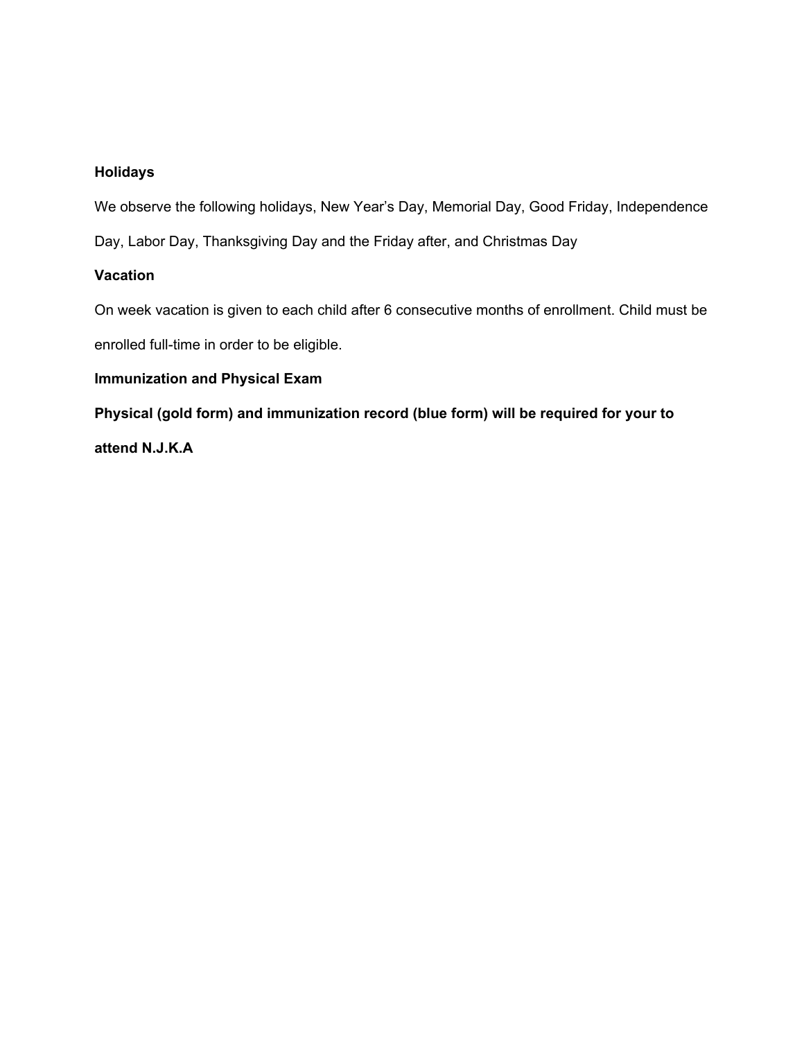**Holidays**

We observe the following holidays, New Year's Day, Memorial Day, Good Friday, Independence Day, Labor Day, Thanksgiving Day and the Friday after, and Christmas Day

**Vacation**

On week vacation is given to each child after 6 consecutive months of enrollment. Child must be enrolled full-time in order to be eligible.

**Immunization and Physical Exam**

**Physical (gold form) and immunization record (blue form) will be required for your to attend N.J.K.A**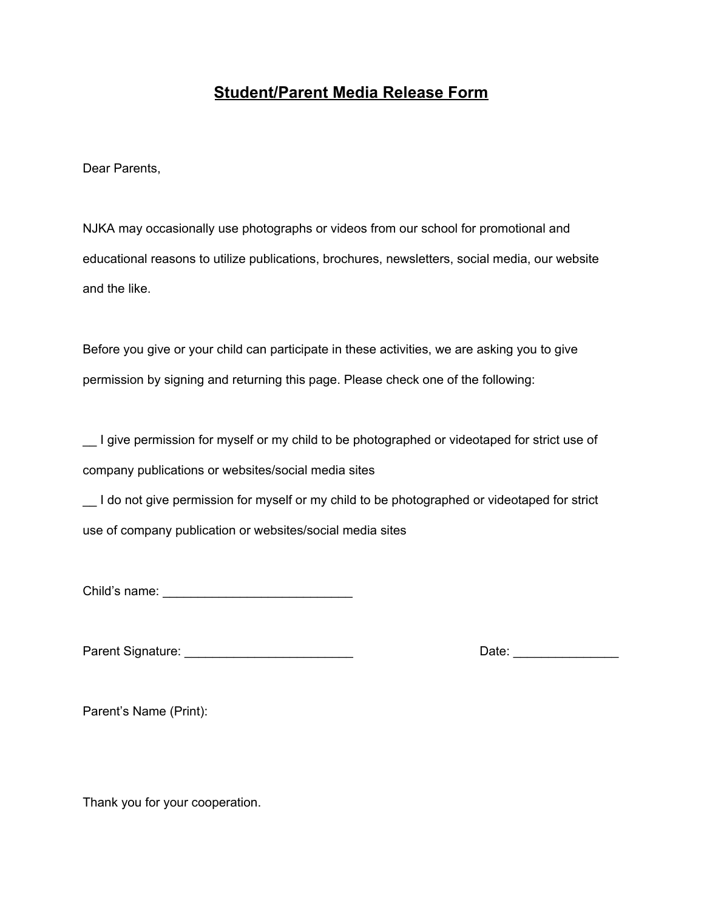# Student/Parent Media Release Form

Dear Parents,

NJKA may occasionally use photographs or videos from our school for promotional and educational reasons to utilize publications, brochures, newsletters, social media, our website and the like.

Before you give or your child can participate in these activities, we are asking you to give permission by signing and returning this page. Please check one of the following:

__ I give permission for myself or my child to be photographed or videotaped for strict use of company publications or websites/social media sites

__ I do not give permission for myself or my child to be photographed or videotaped for strict use of company publication or websites/social media sites

Child's name: ___________________________

Parent Signature: ________________________ Date: _______________

Parent's Name (Print):

Thank you for your cooperation.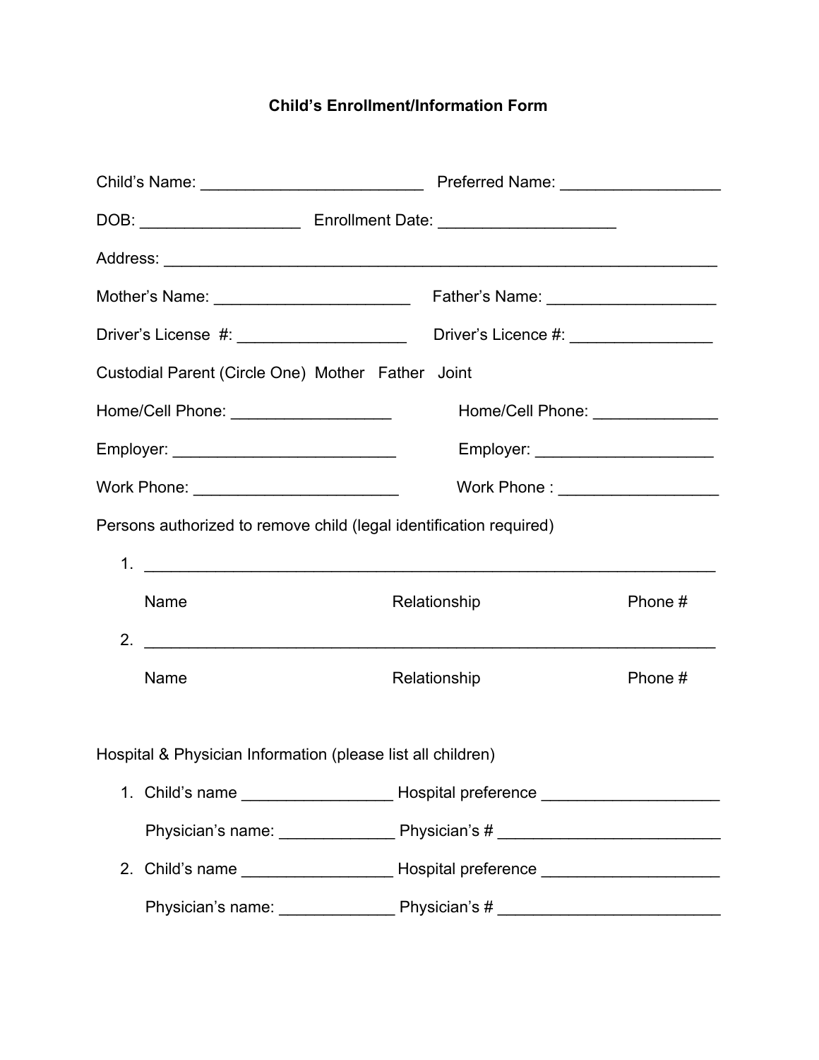# Child's Enrollment/Information Form

Child's Name: _________________________ Preferred Name: _________________

DOB: __________________ Enrollment Date: ___________________

Address: _______________________________________________________________

Mother's Name: ______________________ Father's Name: ___________________

Driver's License #: ___________________ Driver's Licence #: ________________

Custodial Parent (Circle One) Mother Father Joint

Home/Cell Phone: __________________ Home/Cell Phone: ______________

Employer: _________________________ Employer: ____________________

Work Phone: _______________________ Work Phone : __________________

Persons authorized to remove child (legal identification required)

1. _________________________________________________________________

   Name Relationship Phone #

2. _________________________________________________________________

   Name Relationship Phone #

Hospital & Physician Information (please list all children)

1. Child's name _________________ Hospital preference ___________________

   Physician's name: _____________ Physician's # _________________________

2. Child's name _________________ Hospital preference ___________________

   Physician's name: _____________ Physician's # _________________________